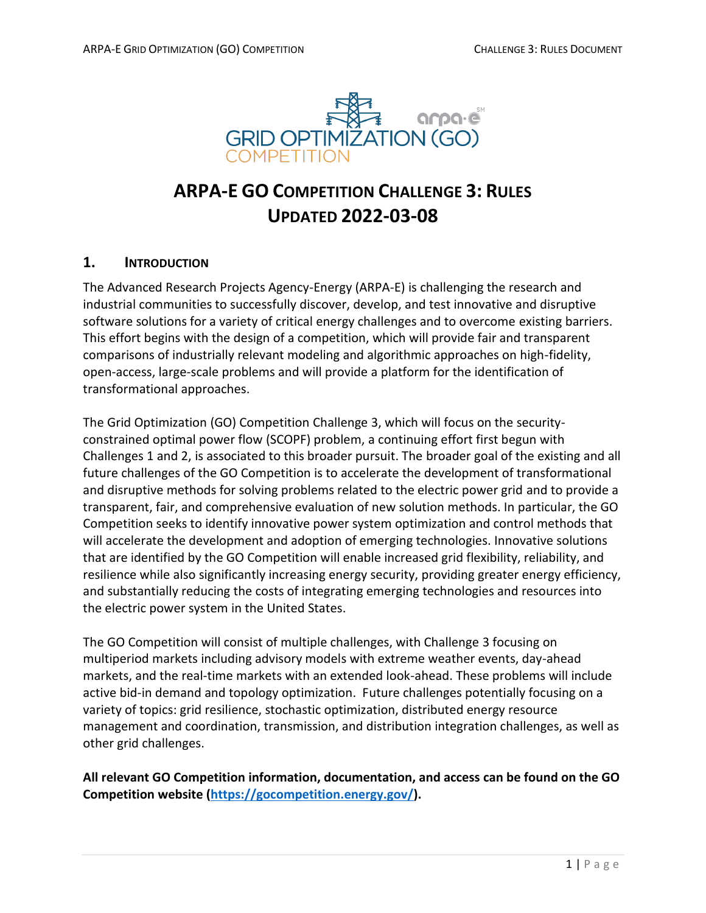# ARPA-E GO Competition Challenge 3: Rules

## Updated 2022-03-08

## 1. Introduction

The Advanced Research Projects Agency-Energy (ARPA-E) is challenging the research and industrial communities to successfully discover, develop, and test innovative and disruptive software solutions for a variety of critical energy challenges and to overcome existing barriers. This effort begins with the design of a competition, which will provide fair and transparent comparisons of industrially relevant modeling and algorithmic approaches on high-fidelity, open-access, large-scale problems and will provide a platform for the identification of transformational approaches.

The Grid Optimization (GO) Competition Challenge 3, which will focus on the security-constrained optimal power flow (SCOPF) problem, a continuing effort first begun with Challenges 1 and 2, is associated to this broader pursuit. The broader goal of the existing and all future challenges of the GO Competition is to accelerate the development of transformational and disruptive methods for solving problems related to the electric power grid and to provide a transparent, fair, and comprehensive evaluation of new solution methods. In particular, the GO Competition seeks to identify innovative power system optimization and control methods that will accelerate the development and adoption of emerging technologies. Innovative solutions that are identified by the GO Competition will enable increased grid flexibility, reliability, and resilience while also significantly increasing energy security, providing greater energy efficiency, and substantially reducing the costs of integrating emerging technologies and resources into the electric power system in the United States.

The GO Competition will consist of multiple challenges, with Challenge 3 focusing on multiperiod markets including advisory models with extreme weather events, day-ahead markets, and the real-time markets with an extended look-ahead. These problems will include active bid-in demand and topology optimization. Future challenges potentially focusing on a variety of topics: grid resilience, stochastic optimization, distributed energy resource management and coordination, transmission, and distribution integration challenges, as well as other grid challenges.

**All relevant GO Competition information, documentation, and access can be found on the GO Competition website ([https://gocompetition.energy.gov/](https://gocompetition.energy.gov/)).**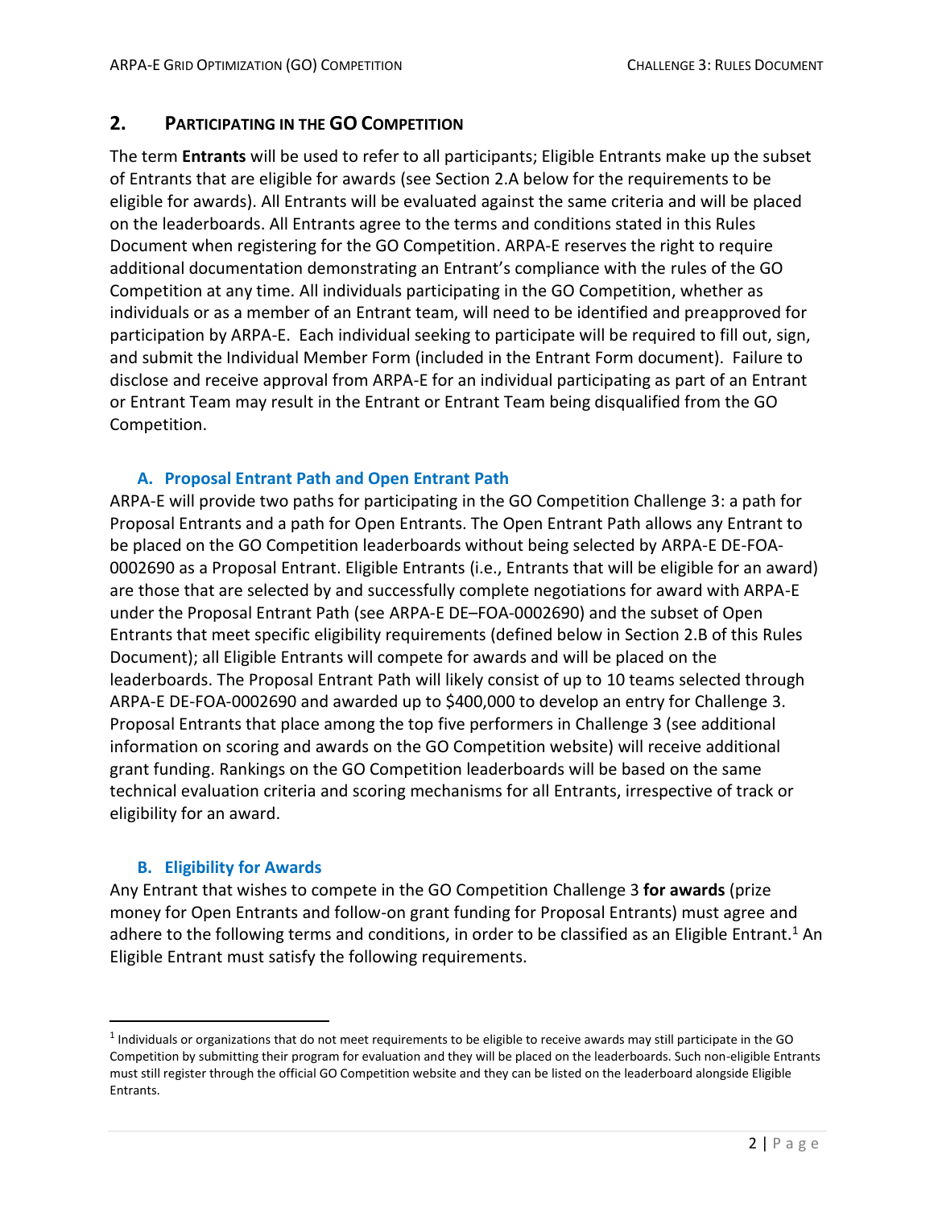## 2. Participating in the GO Competition

The term **Entrants** will be used to refer to all participants; Eligible Entrants make up the subset of Entrants that are eligible for awards (see Section 2.A below for the requirements to be eligible for awards). All Entrants will be evaluated against the same criteria and will be placed on the leaderboards. All Entrants agree to the terms and conditions stated in this Rules Document when registering for the GO Competition. ARPA-E reserves the right to require additional documentation demonstrating an Entrant's compliance with the rules of the GO Competition at any time. All individuals participating in the GO Competition, whether as individuals or as a member of an Entrant team, will need to be identified and preapproved for participation by ARPA-E. Each individual seeking to participate will be required to fill out, sign, and submit the Individual Member Form (included in the Entrant Form document). Failure to disclose and receive approval from ARPA-E for an individual participating as part of an Entrant or Entrant Team may result in the Entrant or Entrant Team being disqualified from the GO Competition.

### A. Proposal Entrant Path and Open Entrant Path

ARPA-E will provide two paths for participating in the GO Competition Challenge 3: a path for Proposal Entrants and a path for Open Entrants. The Open Entrant Path allows any Entrant to be placed on the GO Competition leaderboards without being selected by ARPA-E DE-FOA-0002690 as a Proposal Entrant. Eligible Entrants (i.e., Entrants that will be eligible for an award) are those that are selected by and successfully complete negotiations for award with ARPA-E under the Proposal Entrant Path (see ARPA-E DE–FOA-0002690) and the subset of Open Entrants that meet specific eligibility requirements (defined below in Section 2.B of this Rules Document); all Eligible Entrants will compete for awards and will be placed on the leaderboards. The Proposal Entrant Path will likely consist of up to 10 teams selected through ARPA-E DE-FOA-0002690 and awarded up to $400,000 to develop an entry for Challenge 3. Proposal Entrants that place among the top five performers in Challenge 3 (see additional information on scoring and awards on the GO Competition website) will receive additional grant funding. Rankings on the GO Competition leaderboards will be based on the same technical evaluation criteria and scoring mechanisms for all Entrants, irrespective of track or eligibility for an award.

### B. Eligibility for Awards

Any Entrant that wishes to compete in the GO Competition Challenge 3 **for awards** (prize money for Open Entrants and follow-on grant funding for Proposal Entrants) must agree and adhere to the following terms and conditions, in order to be classified as an Eligible Entrant.[1] An Eligible Entrant must satisfy the following requirements.

---

[1] Individuals or organizations that do not meet requirements to be eligible to receive awards may still participate in the GO Competition by submitting their program for evaluation and they will be placed on the leaderboards. Such non-eligible Entrants must still register through the official GO Competition website and they can be listed on the leaderboard alongside Eligible Entrants.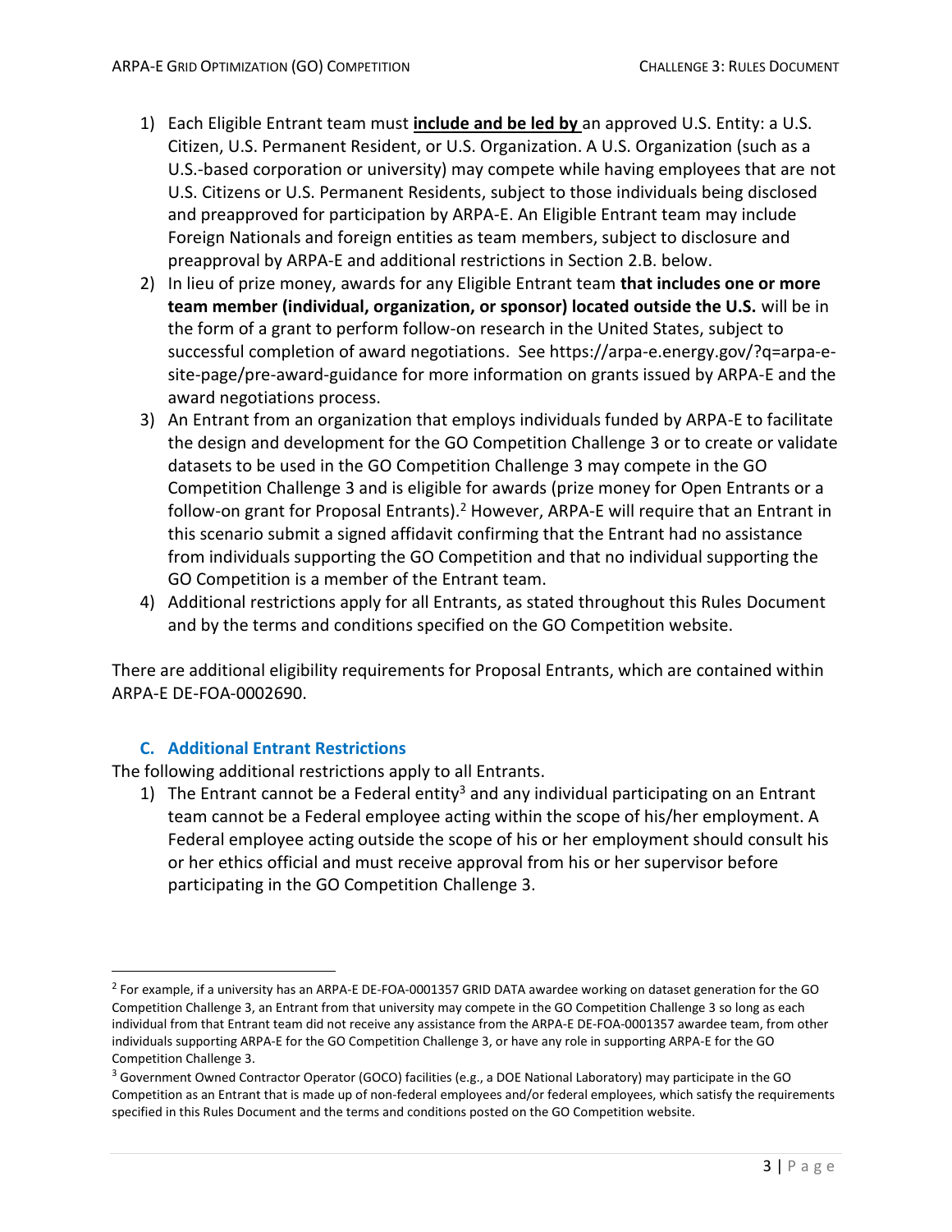1) Each Eligible Entrant team must **include and be led by** an approved U.S. Entity: a U.S. Citizen, U.S. Permanent Resident, or U.S. Organization. A U.S. Organization (such as a U.S.-based corporation or university) may compete while having employees that are not U.S. Citizens or U.S. Permanent Residents, subject to those individuals being disclosed and preapproved for participation by ARPA-E. An Eligible Entrant team may include Foreign Nationals and foreign entities as team members, subject to disclosure and preapproval by ARPA-E and additional restrictions in Section 2.B. below.
2) In lieu of prize money, awards for any Eligible Entrant team **that includes one or more team member (individual, organization, or sponsor) located outside the U.S.** will be in the form of a grant to perform follow-on research in the United States, subject to successful completion of award negotiations. See https://arpa-e.energy.gov/?q=arpa-e-site-page/pre-award-guidance for more information on grants issued by ARPA-E and the award negotiations process.
3) An Entrant from an organization that employs individuals funded by ARPA-E to facilitate the design and development for the GO Competition Challenge 3 or to create or validate datasets to be used in the GO Competition Challenge 3 may compete in the GO Competition Challenge 3 and is eligible for awards (prize money for Open Entrants or a follow-on grant for Proposal Entrants).[2] However, ARPA-E will require that an Entrant in this scenario submit a signed affidavit confirming that the Entrant had no assistance from individuals supporting the GO Competition and that no individual supporting the GO Competition is a member of the Entrant team.
4) Additional restrictions apply for all Entrants, as stated throughout this Rules Document and by the terms and conditions specified on the GO Competition website.

There are additional eligibility requirements for Proposal Entrants, which are contained within ARPA-E DE-FOA-0002690.

### C. Additional Entrant Restrictions

The following additional restrictions apply to all Entrants.

1) The Entrant cannot be a Federal entity[3] and any individual participating on an Entrant team cannot be a Federal employee acting within the scope of his/her employment. A Federal employee acting outside the scope of his or her employment should consult his or her ethics official and must receive approval from his or her supervisor before participating in the GO Competition Challenge 3.

---

[2] For example, if a university has an ARPA-E DE-FOA-0001357 GRID DATA awardee working on dataset generation for the GO Competition Challenge 3, an Entrant from that university may compete in the GO Competition Challenge 3 so long as each individual from that Entrant team did not receive any assistance from the ARPA-E DE-FOA-0001357 awardee team, from other individuals supporting ARPA-E for the GO Competition Challenge 3, or have any role in supporting ARPA-E for the GO Competition Challenge 3.

[3] Government Owned Contractor Operator (GOCO) facilities (e.g., a DOE National Laboratory) may participate in the GO Competition as an Entrant that is made up of non-federal employees and/or federal employees, which satisfy the requirements specified in this Rules Document and the terms and conditions posted on the GO Competition website.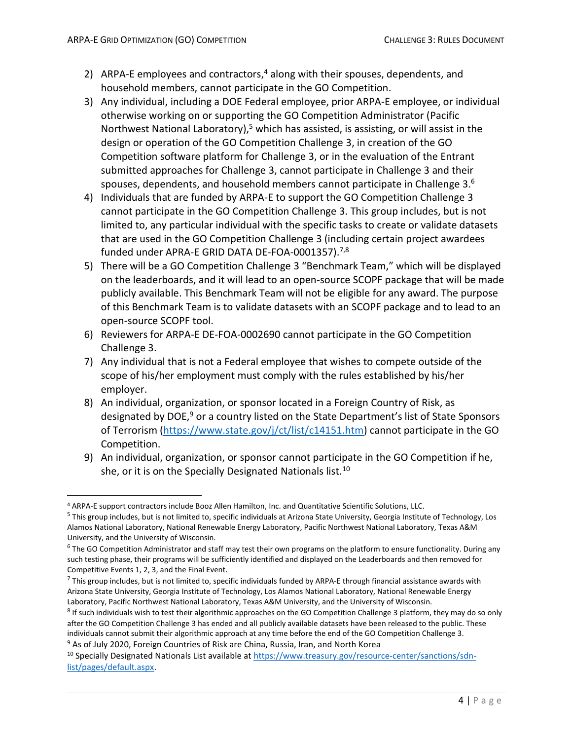2) ARPA-E employees and contractors,[4] along with their spouses, dependents, and household members, cannot participate in the GO Competition.
3) Any individual, including a DOE Federal employee, prior ARPA-E employee, or individual otherwise working on or supporting the GO Competition Administrator (Pacific Northwest National Laboratory),[5] which has assisted, is assisting, or will assist in the design or operation of the GO Competition Challenge 3, in creation of the GO Competition software platform for Challenge 3, or in the evaluation of the Entrant submitted approaches for Challenge 3, cannot participate in Challenge 3 and their spouses, dependents, and household members cannot participate in Challenge 3.[6]
4) Individuals that are funded by ARPA-E to support the GO Competition Challenge 3 cannot participate in the GO Competition Challenge 3. This group includes, but is not limited to, any particular individual with the specific tasks to create or validate datasets that are used in the GO Competition Challenge 3 (including certain project awardees funded under APRA-E GRID DATA DE-FOA-0001357).[7,8]
5) There will be a GO Competition Challenge 3 "Benchmark Team," which will be displayed on the leaderboards, and it will lead to an open-source SCOPF package that will be made publicly available. This Benchmark Team will not be eligible for any award. The purpose of this Benchmark Team is to validate datasets with an SCOPF package and to lead to an open-source SCOPF tool.
6) Reviewers for ARPA-E DE-FOA-0002690 cannot participate in the GO Competition Challenge 3.
7) Any individual that is not a Federal employee that wishes to compete outside of the scope of his/her employment must comply with the rules established by his/her employer.
8) An individual, organization, or sponsor located in a Foreign Country of Risk, as designated by DOE,[9] or a country listed on the State Department's list of State Sponsors of Terrorism (https://www.state.gov/j/ct/list/c14151.htm) cannot participate in the GO Competition.
9) An individual, organization, or sponsor cannot participate in the GO Competition if he, she, or it is on the Specially Designated Nationals list.[10]

---

[4] ARPA-E support contractors include Booz Allen Hamilton, Inc. and Quantitative Scientific Solutions, LLC.

[5] This group includes, but is not limited to, specific individuals at Arizona State University, Georgia Institute of Technology, Los Alamos National Laboratory, National Renewable Energy Laboratory, Pacific Northwest National Laboratory, Texas A&M University, and the University of Wisconsin.

[6] The GO Competition Administrator and staff may test their own programs on the platform to ensure functionality. During any such testing phase, their programs will be sufficiently identified and displayed on the Leaderboards and then removed for Competitive Events 1, 2, 3, and the Final Event.

[7] This group includes, but is not limited to, specific individuals funded by ARPA-E through financial assistance awards with Arizona State University, Georgia Institute of Technology, Los Alamos National Laboratory, National Renewable Energy Laboratory, Pacific Northwest National Laboratory, Texas A&M University, and the University of Wisconsin.

[8] If such individuals wish to test their algorithmic approaches on the GO Competition Challenge 3 platform, they may do so only after the GO Competition Challenge 3 has ended and all publicly available datasets have been released to the public. These individuals cannot submit their algorithmic approach at any time before the end of the GO Competition Challenge 3.

[9] As of July 2020, Foreign Countries of Risk are China, Russia, Iran, and North Korea

[10] Specially Designated Nationals List available at https://www.treasury.gov/resource-center/sanctions/sdn-list/pages/default.aspx.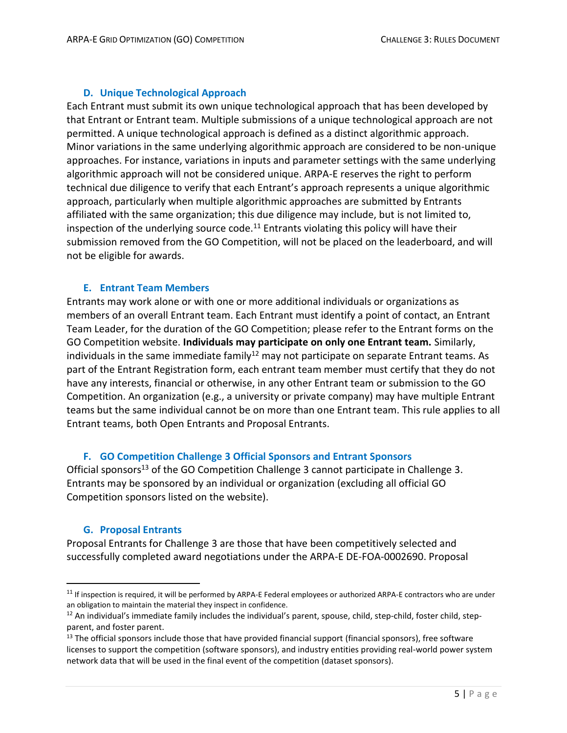### D. Unique Technological Approach

Each Entrant must submit its own unique technological approach that has been developed by that Entrant or Entrant team. Multiple submissions of a unique technological approach are not permitted. A unique technological approach is defined as a distinct algorithmic approach. Minor variations in the same underlying algorithmic approach are considered to be non-unique approaches. For instance, variations in inputs and parameter settings with the same underlying algorithmic approach will not be considered unique. ARPA-E reserves the right to perform technical due diligence to verify that each Entrant's approach represents a unique algorithmic approach, particularly when multiple algorithmic approaches are submitted by Entrants affiliated with the same organization; this due diligence may include, but is not limited to, inspection of the underlying source code.[11] Entrants violating this policy will have their submission removed from the GO Competition, will not be placed on the leaderboard, and will not be eligible for awards.

### E. Entrant Team Members

Entrants may work alone or with one or more additional individuals or organizations as members of an overall Entrant team. Each Entrant must identify a point of contact, an Entrant Team Leader, for the duration of the GO Competition; please refer to the Entrant forms on the GO Competition website. **Individuals may participate on only one Entrant team.** Similarly, individuals in the same immediate family[12] may not participate on separate Entrant teams. As part of the Entrant Registration form, each entrant team member must certify that they do not have any interests, financial or otherwise, in any other Entrant team or submission to the GO Competition. An organization (e.g., a university or private company) may have multiple Entrant teams but the same individual cannot be on more than one Entrant team. This rule applies to all Entrant teams, both Open Entrants and Proposal Entrants.

### F. GO Competition Challenge 3 Official Sponsors and Entrant Sponsors

Official sponsors[13] of the GO Competition Challenge 3 cannot participate in Challenge 3. Entrants may be sponsored by an individual or organization (excluding all official GO Competition sponsors listed on the website).

### G. Proposal Entrants

Proposal Entrants for Challenge 3 are those that have been competitively selected and successfully completed award negotiations under the ARPA-E DE-FOA-0002690. Proposal

---

[11] If inspection is required, it will be performed by ARPA-E Federal employees or authorized ARPA-E contractors who are under an obligation to maintain the material they inspect in confidence.

[12] An individual's immediate family includes the individual's parent, spouse, child, step-child, foster child, step-parent, and foster parent.

[13] The official sponsors include those that have provided financial support (financial sponsors), free software licenses to support the competition (software sponsors), and industry entities providing real-world power system network data that will be used in the final event of the competition (dataset sponsors).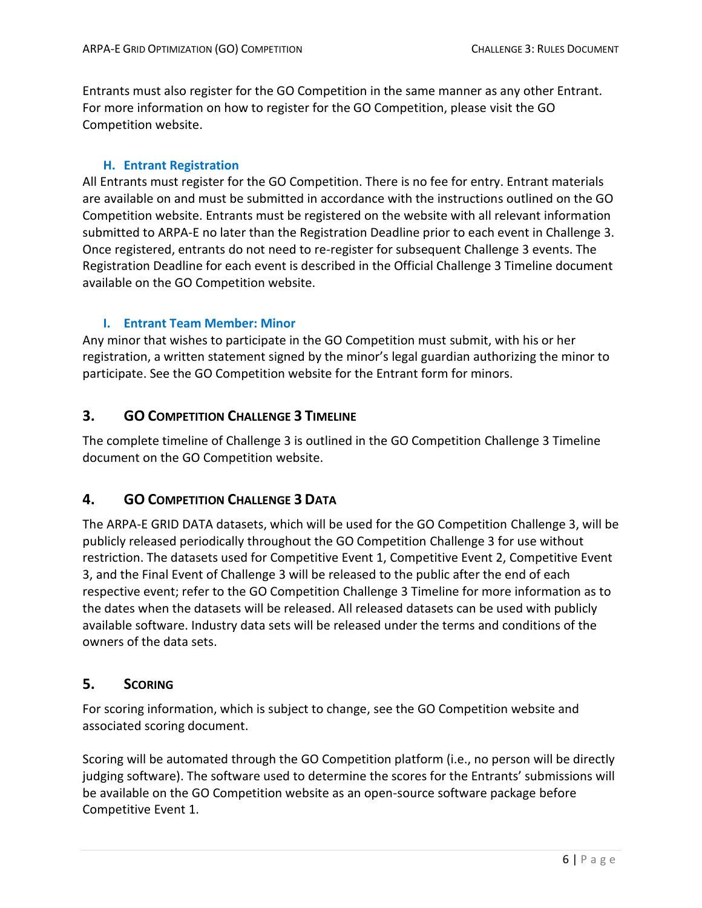Entrants must also register for the GO Competition in the same manner as any other Entrant. For more information on how to register for the GO Competition, please visit the GO Competition website.

### H. Entrant Registration

All Entrants must register for the GO Competition. There is no fee for entry. Entrant materials are available on and must be submitted in accordance with the instructions outlined on the GO Competition website. Entrants must be registered on the website with all relevant information submitted to ARPA-E no later than the Registration Deadline prior to each event in Challenge 3. Once registered, entrants do not need to re-register for subsequent Challenge 3 events. The Registration Deadline for each event is described in the Official Challenge 3 Timeline document available on the GO Competition website.

### I. Entrant Team Member: Minor

Any minor that wishes to participate in the GO Competition must submit, with his or her registration, a written statement signed by the minor's legal guardian authorizing the minor to participate. See the GO Competition website for the Entrant form for minors.

## 3. GO Competition Challenge 3 Timeline

The complete timeline of Challenge 3 is outlined in the GO Competition Challenge 3 Timeline document on the GO Competition website.

## 4. GO Competition Challenge 3 Data

The ARPA-E GRID DATA datasets, which will be used for the GO Competition Challenge 3, will be publicly released periodically throughout the GO Competition Challenge 3 for use without restriction. The datasets used for Competitive Event 1, Competitive Event 2, Competitive Event 3, and the Final Event of Challenge 3 will be released to the public after the end of each respective event; refer to the GO Competition Challenge 3 Timeline for more information as to the dates when the datasets will be released. All released datasets can be used with publicly available software. Industry data sets will be released under the terms and conditions of the owners of the data sets.

## 5. Scoring

For scoring information, which is subject to change, see the GO Competition website and associated scoring document.

Scoring will be automated through the GO Competition platform (i.e., no person will be directly judging software). The software used to determine the scores for the Entrants' submissions will be available on the GO Competition website as an open-source software package before Competitive Event 1.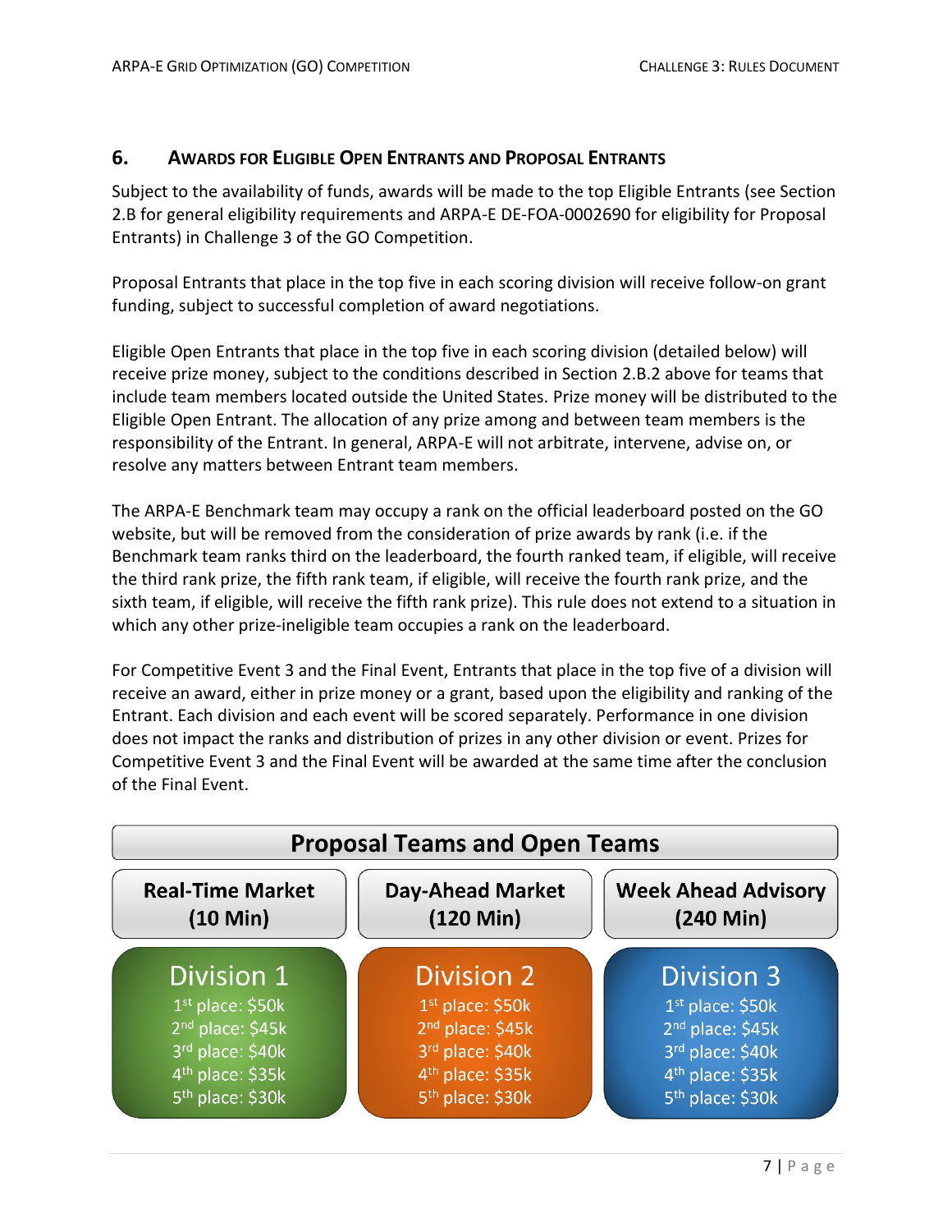## 6. Awards for Eligible Open Entrants and Proposal Entrants

Subject to the availability of funds, awards will be made to the top Eligible Entrants (see Section 2.B for general eligibility requirements and ARPA-E DE-FOA-0002690 for eligibility for Proposal Entrants) in Challenge 3 of the GO Competition.

Proposal Entrants that place in the top five in each scoring division will receive follow-on grant funding, subject to successful completion of award negotiations.

Eligible Open Entrants that place in the top five in each scoring division (detailed below) will receive prize money, subject to the conditions described in Section 2.B.2 above for teams that include team members located outside the United States. Prize money will be distributed to the Eligible Open Entrant. The allocation of any prize among and between team members is the responsibility of the Entrant. In general, ARPA-E will not arbitrate, intervene, advise on, or resolve any matters between Entrant team members.

The ARPA-E Benchmark team may occupy a rank on the official leaderboard posted on the GO website, but will be removed from the consideration of prize awards by rank (i.e. if the Benchmark team ranks third on the leaderboard, the fourth ranked team, if eligible, will receive the third rank prize, the fifth rank team, if eligible, will receive the fourth rank prize, and the sixth team, if eligible, will receive the fifth rank prize). This rule does not extend to a situation in which any other prize-ineligible team occupies a rank on the leaderboard.

For Competitive Event 3 and the Final Event, Entrants that place in the top five of a division will receive an award, either in prize money or a grant, based upon the eligibility and ranking of the Entrant. Each division and each event will be scored separately. Performance in one division does not impact the ranks and distribution of prizes in any other division or event. Prizes for Competitive Event 3 and the Final Event will be awarded at the same time after the conclusion of the Final Event.

**Proposal Teams and Open Teams**

| Real-Time Market (10 Min) | Day-Ahead Market (120 Min) | Week Ahead Advisory (240 Min) |
|---|---|---|
| **Division 1** | **Division 2** | **Division 3** |
| 1st place: $50k | 1st place: $50k | 1st place: $50k |
| 2nd place: $45k | 2nd place: $45k | 2nd place: $45k |
| 3rd place: $40k | 3rd place: $40k | 3rd place: $40k |
| 4th place: $35k | 4th place: $35k | 4th place: $35k |
| 5th place: $30k | 5th place: $30k | 5th place: $30k |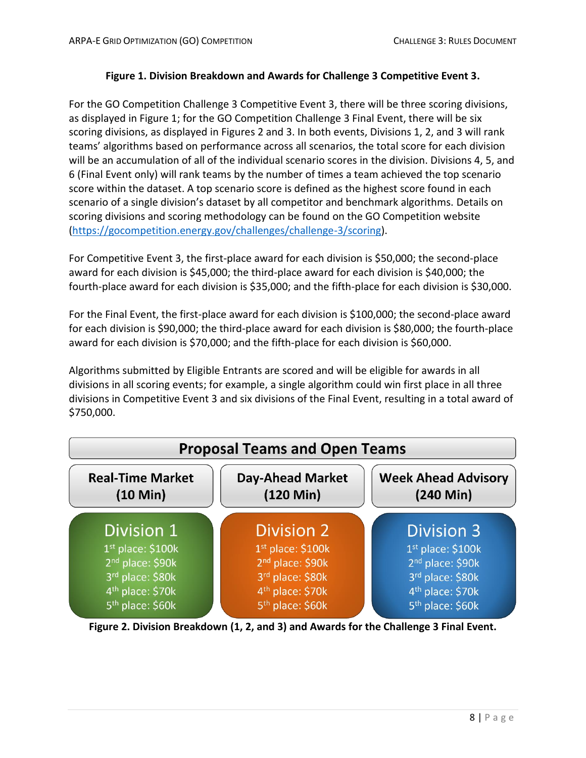**Figure 1. Division Breakdown and Awards for Challenge 3 Competitive Event 3.**

For the GO Competition Challenge 3 Competitive Event 3, there will be three scoring divisions, as displayed in Figure 1; for the GO Competition Challenge 3 Final Event, there will be six scoring divisions, as displayed in Figures 2 and 3. In both events, Divisions 1, 2, and 3 will rank teams' algorithms based on performance across all scenarios, the total score for each division will be an accumulation of all of the individual scenario scores in the division. Divisions 4, 5, and 6 (Final Event only) will rank teams by the number of times a team achieved the top scenario score within the dataset. A top scenario score is defined as the highest score found in each scenario of a single division's dataset by all competitor and benchmark algorithms. Details on scoring divisions and scoring methodology can be found on the GO Competition website (https://gocompetition.energy.gov/challenges/challenge-3/scoring).

For Competitive Event 3, the first-place award for each division is $50,000; the second-place award for each division is $45,000; the third-place award for each division is $40,000; the fourth-place award for each division is $35,000; and the fifth-place for each division is $30,000.

For the Final Event, the first-place award for each division is $100,000; the second-place award for each division is $90,000; the third-place award for each division is $80,000; the fourth-place award for each division is $70,000; and the fifth-place for each division is $60,000.

Algorithms submitted by Eligible Entrants are scored and will be eligible for awards in all divisions in all scoring events; for example, a single algorithm could win first place in all three divisions in Competitive Event 3 and six divisions of the Final Event, resulting in a total award of $750,000.

| Proposal Teams and Open Teams | | |
|---|---|---|
| Real-Time Market (10 Min) | Day-Ahead Market (120 Min) | Week Ahead Advisory (240 Min) |
| Division 1 | Division 2 | Division 3 |
| 1st place: $100k | 1st place: $100k | 1st place: $100k |
| 2nd place: $90k | 2nd place: $90k | 2nd place: $90k |
| 3rd place: $80k | 3rd place: $80k | 3rd place: $80k |
| 4th place: $70k | 4th place: $70k | 4th place: $70k |
| 5th place: $60k | 5th place: $60k | 5th place: $60k |

**Figure 2. Division Breakdown (1, 2, and 3) and Awards for the Challenge 3 Final Event.**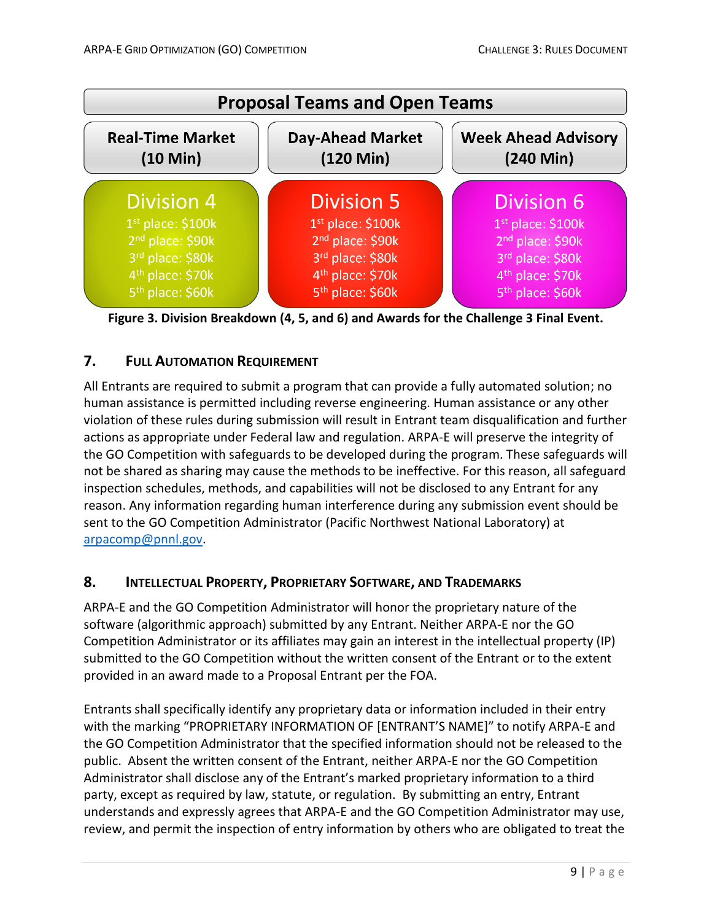| Proposal Teams and Open Teams | | |
|---|---|---|
| **Real-Time Market (10 Min)** | **Day-Ahead Market (120 Min)** | **Week Ahead Advisory (240 Min)** |
| Division 4 | Division 5 | Division 6 |
| 1st place: $100k | 1st place: $100k | 1st place: $100k |
| 2nd place: $90k | 2nd place: $90k | 2nd place: $90k |
| 3rd place: $80k | 3rd place: $80k | 3rd place: $80k |
| 4th place: $70k | 4th place: $70k | 4th place: $70k |
| 5th place: $60k | 5th place: $60k | 5th place: $60k |

**Figure 3. Division Breakdown (4, 5, and 6) and Awards for the Challenge 3 Final Event.**

## 7. Full Automation Requirement

All Entrants are required to submit a program that can provide a fully automated solution; no human assistance is permitted including reverse engineering. Human assistance or any other violation of these rules during submission will result in Entrant team disqualification and further actions as appropriate under Federal law and regulation. ARPA-E will preserve the integrity of the GO Competition with safeguards to be developed during the program. These safeguards will not be shared as sharing may cause the methods to be ineffective. For this reason, all safeguard inspection schedules, methods, and capabilities will not be disclosed to any Entrant for any reason. Any information regarding human interference during any submission event should be sent to the GO Competition Administrator (Pacific Northwest National Laboratory) at arpacomp@pnnl.gov.

## 8. Intellectual Property, Proprietary Software, and Trademarks

ARPA-E and the GO Competition Administrator will honor the proprietary nature of the software (algorithmic approach) submitted by any Entrant. Neither ARPA-E nor the GO Competition Administrator or its affiliates may gain an interest in the intellectual property (IP) submitted to the GO Competition without the written consent of the Entrant or to the extent provided in an award made to a Proposal Entrant per the FOA.

Entrants shall specifically identify any proprietary data or information included in their entry with the marking "PROPRIETARY INFORMATION OF [ENTRANT'S NAME]" to notify ARPA-E and the GO Competition Administrator that the specified information should not be released to the public. Absent the written consent of the Entrant, neither ARPA-E nor the GO Competition Administrator shall disclose any of the Entrant's marked proprietary information to a third party, except as required by law, statute, or regulation. By submitting an entry, Entrant understands and expressly agrees that ARPA-E and the GO Competition Administrator may use, review, and permit the inspection of entry information by others who are obligated to treat the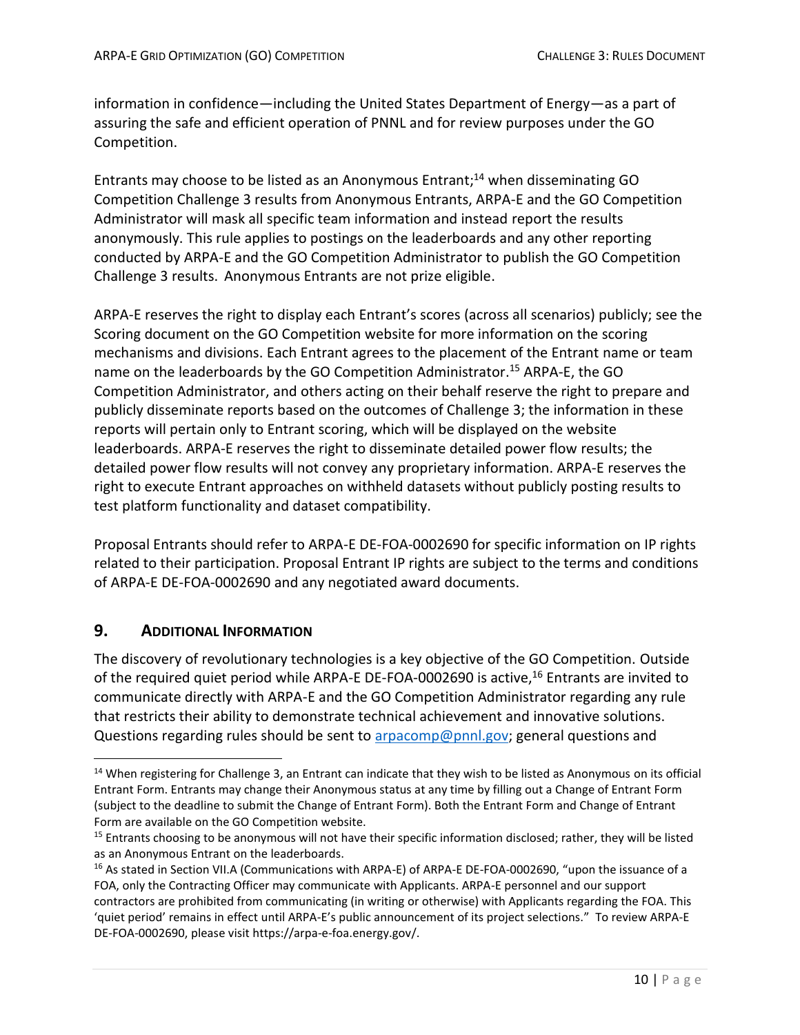information in confidence—including the United States Department of Energy—as a part of assuring the safe and efficient operation of PNNL and for review purposes under the GO Competition.

Entrants may choose to be listed as an Anonymous Entrant;[14] when disseminating GO Competition Challenge 3 results from Anonymous Entrants, ARPA-E and the GO Competition Administrator will mask all specific team information and instead report the results anonymously. This rule applies to postings on the leaderboards and any other reporting conducted by ARPA-E and the GO Competition Administrator to publish the GO Competition Challenge 3 results. Anonymous Entrants are not prize eligible.

ARPA-E reserves the right to display each Entrant's scores (across all scenarios) publicly; see the Scoring document on the GO Competition website for more information on the scoring mechanisms and divisions. Each Entrant agrees to the placement of the Entrant name or team name on the leaderboards by the GO Competition Administrator.[15] ARPA-E, the GO Competition Administrator, and others acting on their behalf reserve the right to prepare and publicly disseminate reports based on the outcomes of Challenge 3; the information in these reports will pertain only to Entrant scoring, which will be displayed on the website leaderboards. ARPA-E reserves the right to disseminate detailed power flow results; the detailed power flow results will not convey any proprietary information. ARPA-E reserves the right to execute Entrant approaches on withheld datasets without publicly posting results to test platform functionality and dataset compatibility.

Proposal Entrants should refer to ARPA-E DE-FOA-0002690 for specific information on IP rights related to their participation. Proposal Entrant IP rights are subject to the terms and conditions of ARPA-E DE-FOA-0002690 and any negotiated award documents.

## 9. Additional Information

The discovery of revolutionary technologies is a key objective of the GO Competition. Outside of the required quiet period while ARPA-E DE-FOA-0002690 is active,[16] Entrants are invited to communicate directly with ARPA-E and the GO Competition Administrator regarding any rule that restricts their ability to demonstrate technical achievement and innovative solutions. Questions regarding rules should be sent to arpacomp@pnnl.gov; general questions and

---

[14] When registering for Challenge 3, an Entrant can indicate that they wish to be listed as Anonymous on its official Entrant Form. Entrants may change their Anonymous status at any time by filling out a Change of Entrant Form (subject to the deadline to submit the Change of Entrant Form). Both the Entrant Form and Change of Entrant Form are available on the GO Competition website.

[15] Entrants choosing to be anonymous will not have their specific information disclosed; rather, they will be listed as an Anonymous Entrant on the leaderboards.

[16] As stated in Section VII.A (Communications with ARPA-E) of ARPA-E DE-FOA-0002690, "upon the issuance of a FOA, only the Contracting Officer may communicate with Applicants. ARPA-E personnel and our support contractors are prohibited from communicating (in writing or otherwise) with Applicants regarding the FOA. This 'quiet period' remains in effect until ARPA-E's public announcement of its project selections." To review ARPA-E DE-FOA-0002690, please visit https://arpa-e-foa.energy.gov/.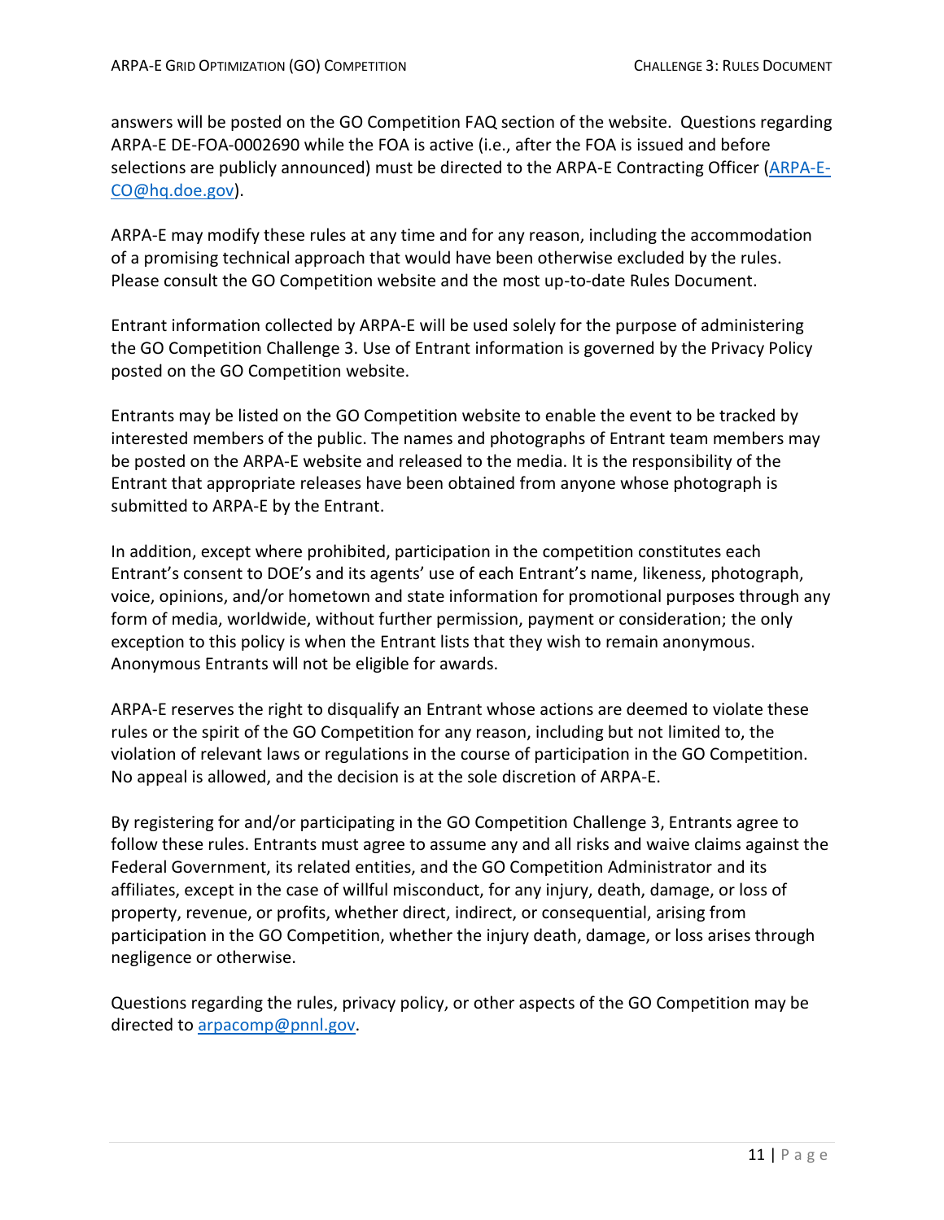answers will be posted on the GO Competition FAQ section of the website. Questions regarding ARPA-E DE-FOA-0002690 while the FOA is active (i.e., after the FOA is issued and before selections are publicly announced) must be directed to the ARPA-E Contracting Officer ([ARPA-E-CO@hq.doe.gov](mailto:ARPA-E-CO@hq.doe.gov)).

ARPA-E may modify these rules at any time and for any reason, including the accommodation of a promising technical approach that would have been otherwise excluded by the rules. Please consult the GO Competition website and the most up-to-date Rules Document.

Entrant information collected by ARPA-E will be used solely for the purpose of administering the GO Competition Challenge 3. Use of Entrant information is governed by the Privacy Policy posted on the GO Competition website.

Entrants may be listed on the GO Competition website to enable the event to be tracked by interested members of the public. The names and photographs of Entrant team members may be posted on the ARPA-E website and released to the media. It is the responsibility of the Entrant that appropriate releases have been obtained from anyone whose photograph is submitted to ARPA-E by the Entrant.

In addition, except where prohibited, participation in the competition constitutes each Entrant's consent to DOE's and its agents' use of each Entrant's name, likeness, photograph, voice, opinions, and/or hometown and state information for promotional purposes through any form of media, worldwide, without further permission, payment or consideration; the only exception to this policy is when the Entrant lists that they wish to remain anonymous. Anonymous Entrants will not be eligible for awards.

ARPA-E reserves the right to disqualify an Entrant whose actions are deemed to violate these rules or the spirit of the GO Competition for any reason, including but not limited to, the violation of relevant laws or regulations in the course of participation in the GO Competition. No appeal is allowed, and the decision is at the sole discretion of ARPA-E.

By registering for and/or participating in the GO Competition Challenge 3, Entrants agree to follow these rules. Entrants must agree to assume any and all risks and waive claims against the Federal Government, its related entities, and the GO Competition Administrator and its affiliates, except in the case of willful misconduct, for any injury, death, damage, or loss of property, revenue, or profits, whether direct, indirect, or consequential, arising from participation in the GO Competition, whether the injury death, damage, or loss arises through negligence or otherwise.

Questions regarding the rules, privacy policy, or other aspects of the GO Competition may be directed to [arpacomp@pnnl.gov](mailto:arpacomp@pnnl.gov).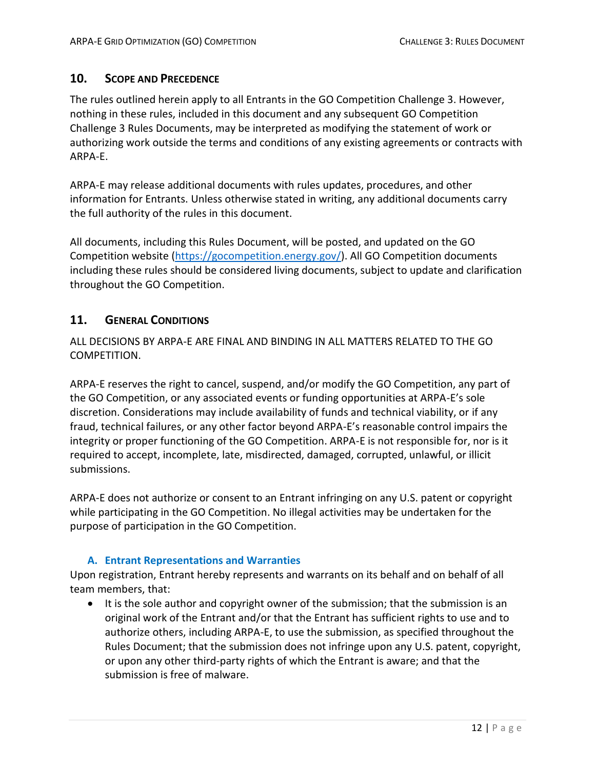## 10. Scope and Precedence

The rules outlined herein apply to all Entrants in the GO Competition Challenge 3. However, nothing in these rules, included in this document and any subsequent GO Competition Challenge 3 Rules Documents, may be interpreted as modifying the statement of work or authorizing work outside the terms and conditions of any existing agreements or contracts with ARPA-E.

ARPA-E may release additional documents with rules updates, procedures, and other information for Entrants. Unless otherwise stated in writing, any additional documents carry the full authority of the rules in this document.

All documents, including this Rules Document, will be posted, and updated on the GO Competition website (https://gocompetition.energy.gov/). All GO Competition documents including these rules should be considered living documents, subject to update and clarification throughout the GO Competition.

## 11. General Conditions

ALL DECISIONS BY ARPA-E ARE FINAL AND BINDING IN ALL MATTERS RELATED TO THE GO COMPETITION.

ARPA-E reserves the right to cancel, suspend, and/or modify the GO Competition, any part of the GO Competition, or any associated events or funding opportunities at ARPA-E's sole discretion. Considerations may include availability of funds and technical viability, or if any fraud, technical failures, or any other factor beyond ARPA-E's reasonable control impairs the integrity or proper functioning of the GO Competition. ARPA-E is not responsible for, nor is it required to accept, incomplete, late, misdirected, damaged, corrupted, unlawful, or illicit submissions.

ARPA-E does not authorize or consent to an Entrant infringing on any U.S. patent or copyright while participating in the GO Competition. No illegal activities may be undertaken for the purpose of participation in the GO Competition.

### A. Entrant Representations and Warranties

Upon registration, Entrant hereby represents and warrants on its behalf and on behalf of all team members, that:

- It is the sole author and copyright owner of the submission; that the submission is an original work of the Entrant and/or that the Entrant has sufficient rights to use and to authorize others, including ARPA-E, to use the submission, as specified throughout the Rules Document; that the submission does not infringe upon any U.S. patent, copyright, or upon any other third-party rights of which the Entrant is aware; and that the submission is free of malware.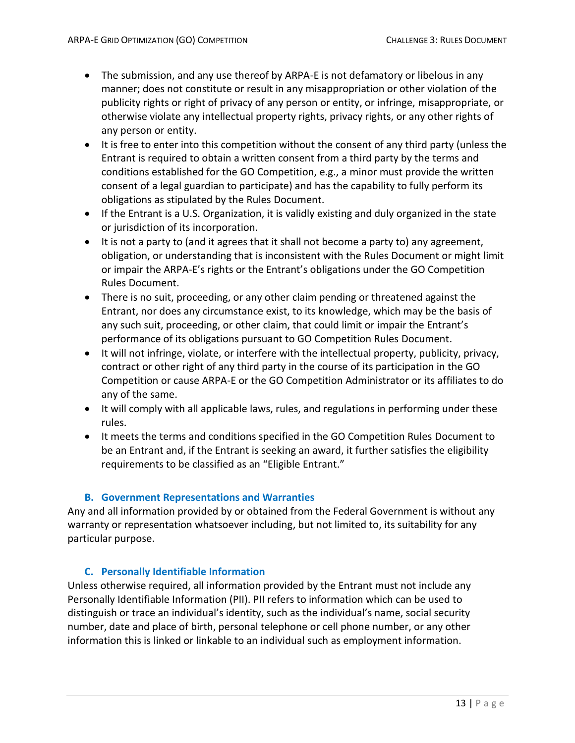- The submission, and any use thereof by ARPA-E is not defamatory or libelous in any manner; does not constitute or result in any misappropriation or other violation of the publicity rights or right of privacy of any person or entity, or infringe, misappropriate, or otherwise violate any intellectual property rights, privacy rights, or any other rights of any person or entity.
- It is free to enter into this competition without the consent of any third party (unless the Entrant is required to obtain a written consent from a third party by the terms and conditions established for the GO Competition, e.g., a minor must provide the written consent of a legal guardian to participate) and has the capability to fully perform its obligations as stipulated by the Rules Document.
- If the Entrant is a U.S. Organization, it is validly existing and duly organized in the state or jurisdiction of its incorporation.
- It is not a party to (and it agrees that it shall not become a party to) any agreement, obligation, or understanding that is inconsistent with the Rules Document or might limit or impair the ARPA-E's rights or the Entrant's obligations under the GO Competition Rules Document.
- There is no suit, proceeding, or any other claim pending or threatened against the Entrant, nor does any circumstance exist, to its knowledge, which may be the basis of any such suit, proceeding, or other claim, that could limit or impair the Entrant's performance of its obligations pursuant to GO Competition Rules Document.
- It will not infringe, violate, or interfere with the intellectual property, publicity, privacy, contract or other right of any third party in the course of its participation in the GO Competition or cause ARPA-E or the GO Competition Administrator or its affiliates to do any of the same.
- It will comply with all applicable laws, rules, and regulations in performing under these rules.
- It meets the terms and conditions specified in the GO Competition Rules Document to be an Entrant and, if the Entrant is seeking an award, it further satisfies the eligibility requirements to be classified as an "Eligible Entrant."

### B. Government Representations and Warranties

Any and all information provided by or obtained from the Federal Government is without any warranty or representation whatsoever including, but not limited to, its suitability for any particular purpose.

### C. Personally Identifiable Information

Unless otherwise required, all information provided by the Entrant must not include any Personally Identifiable Information (PII). PII refers to information which can be used to distinguish or trace an individual's identity, such as the individual's name, social security number, date and place of birth, personal telephone or cell phone number, or any other information this is linked or linkable to an individual such as employment information.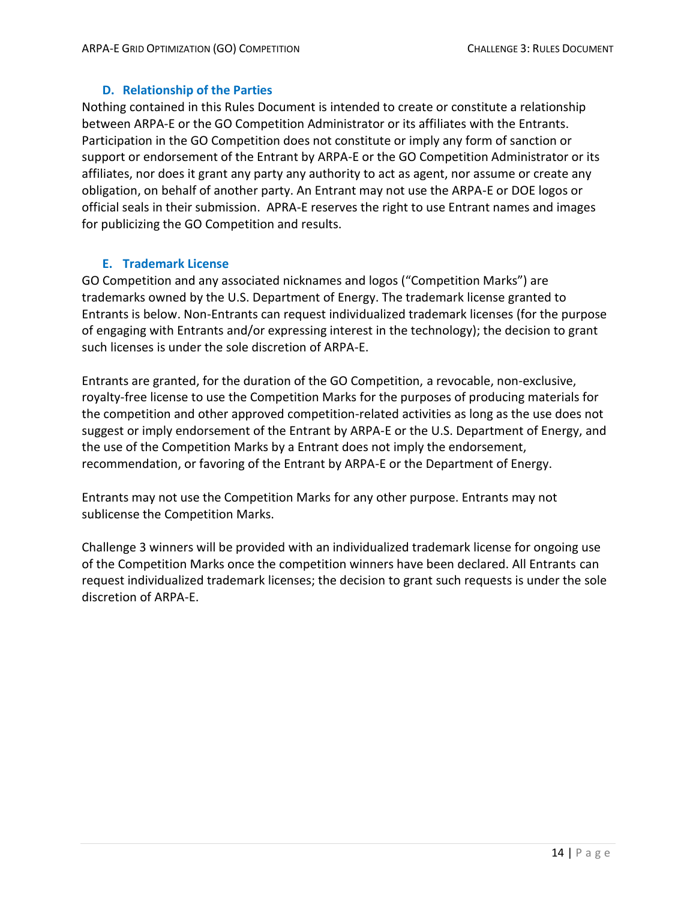### D. Relationship of the Parties

Nothing contained in this Rules Document is intended to create or constitute a relationship between ARPA-E or the GO Competition Administrator or its affiliates with the Entrants. Participation in the GO Competition does not constitute or imply any form of sanction or support or endorsement of the Entrant by ARPA-E or the GO Competition Administrator or its affiliates, nor does it grant any party any authority to act as agent, nor assume or create any obligation, on behalf of another party. An Entrant may not use the ARPA-E or DOE logos or official seals in their submission. APRA-E reserves the right to use Entrant names and images for publicizing the GO Competition and results.

### E. Trademark License

GO Competition and any associated nicknames and logos ("Competition Marks") are trademarks owned by the U.S. Department of Energy. The trademark license granted to Entrants is below. Non-Entrants can request individualized trademark licenses (for the purpose of engaging with Entrants and/or expressing interest in the technology); the decision to grant such licenses is under the sole discretion of ARPA-E.

Entrants are granted, for the duration of the GO Competition, a revocable, non-exclusive, royalty-free license to use the Competition Marks for the purposes of producing materials for the competition and other approved competition-related activities as long as the use does not suggest or imply endorsement of the Entrant by ARPA-E or the U.S. Department of Energy, and the use of the Competition Marks by a Entrant does not imply the endorsement, recommendation, or favoring of the Entrant by ARPA-E or the Department of Energy.

Entrants may not use the Competition Marks for any other purpose. Entrants may not sublicense the Competition Marks.

Challenge 3 winners will be provided with an individualized trademark license for ongoing use of the Competition Marks once the competition winners have been declared. All Entrants can request individualized trademark licenses; the decision to grant such requests is under the sole discretion of ARPA-E.